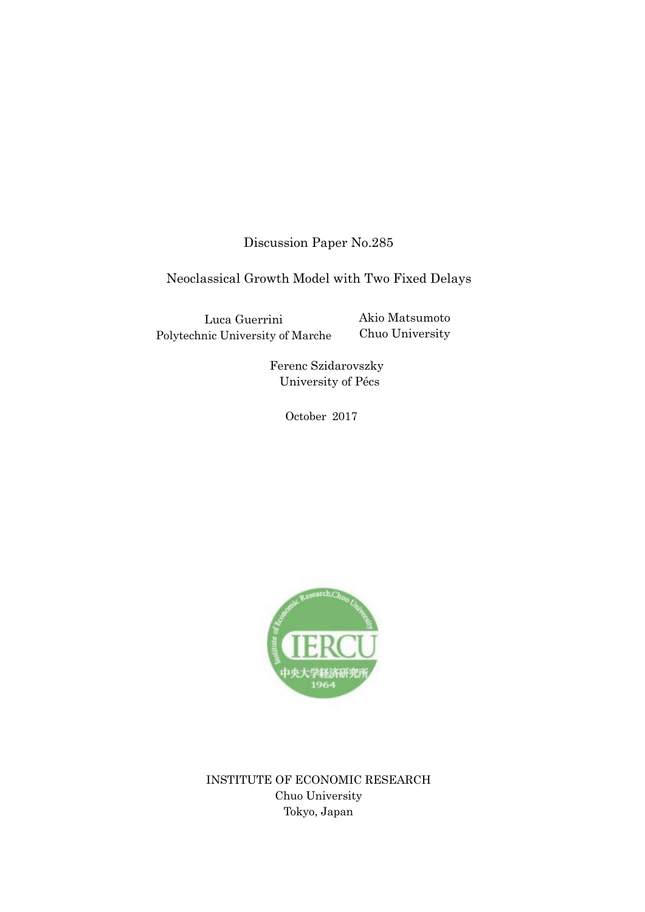Discussion Paper No.285

# Neoclassical Growth Model with Two Fixed Delays

Luca Guerrini
Polytechnic University of Marche

Akio Matsumoto
Chuo University

Ferenc Szidarovszky
University of Pécs

October 2017

INSTITUTE OF ECONOMIC RESEARCH
Chuo University
Tokyo, Japan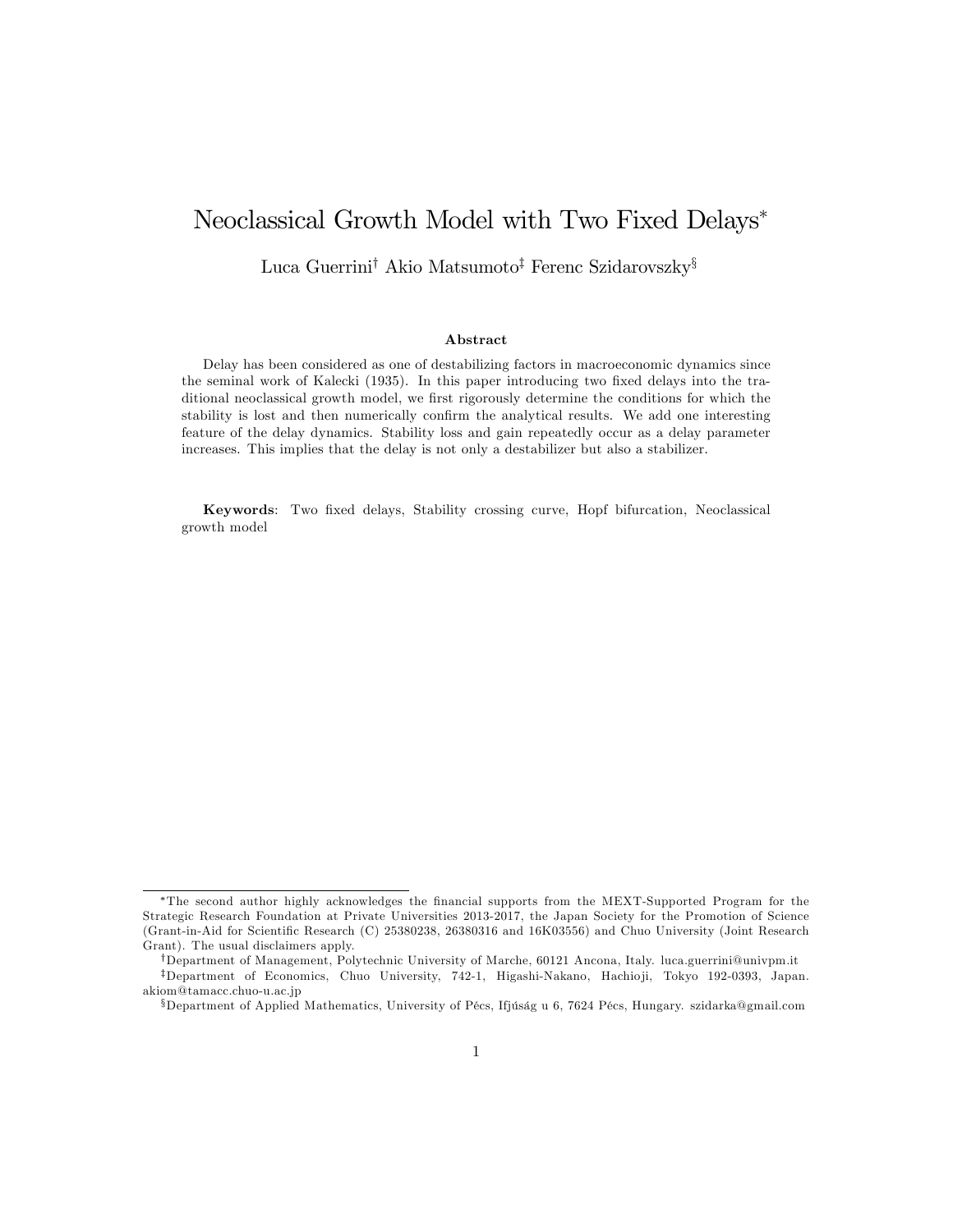# Neoclassical Growth Model with Two Fixed Delays*

Luca Guerrini† Akio Matsumoto‡ Ferenc Szidarovszky§

**Abstract**

Delay has been considered as one of destabilizing factors in macroeconomic dynamics since the seminal work of Kalecki (1935). In this paper introducing two fixed delays into the traditional neoclassical growth model, we first rigorously determine the conditions for which the stability is lost and then numerically confirm the analytical results. We add one interesting feature of the delay dynamics. Stability loss and gain repeatedly occur as a delay parameter increases. This implies that the delay is not only a destabilizer but also a stabilizer.

**Keywords**: Two fixed delays, Stability crossing curve, Hopf bifurcation, Neoclassical growth model

---

*The second author highly acknowledges the financial supports from the MEXT-Supported Program for the Strategic Research Foundation at Private Universities 2013-2017, the Japan Society for the Promotion of Science (Grant-in-Aid for Scientific Research (C) 25380238, 26380316 and 16K03556) and Chuo University (Joint Research Grant). The usual disclaimers apply.

†Department of Management, Polytechnic University of Marche, 60121 Ancona, Italy. luca.guerrini@univpm.it

‡Department of Economics, Chuo University, 742-1, Higashi-Nakano, Hachioji, Tokyo 192-0393, Japan. akiom@tamacc.chuo-u.ac.jp

§Department of Applied Mathematics, University of Pécs, Ifjúság u 6, 7624 Pécs, Hungary. szidarka@gmail.com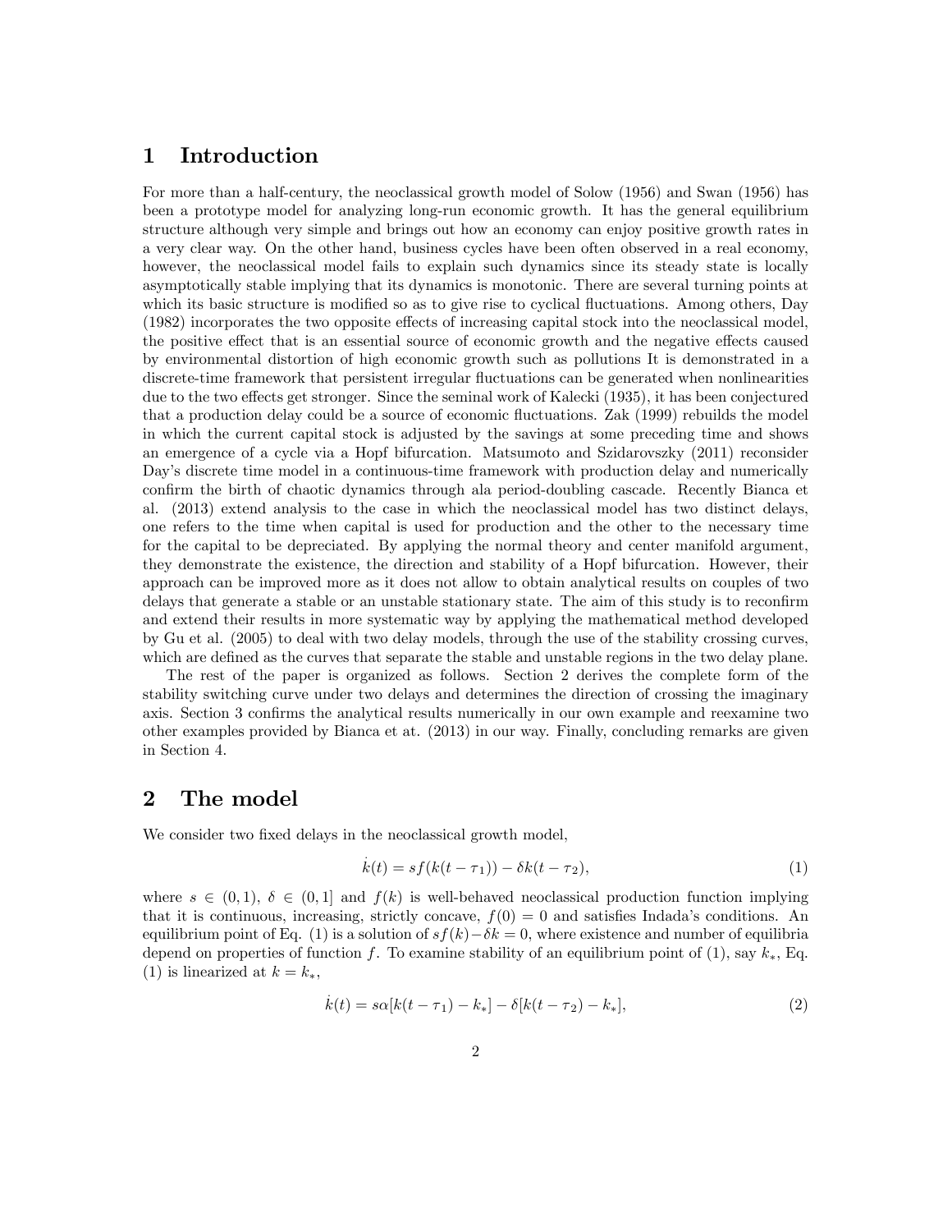## 1 Introduction

For more than a half-century, the neoclassical growth model of Solow (1956) and Swan (1956) has been a prototype model for analyzing long-run economic growth. It has the general equilibrium structure although very simple and brings out how an economy can enjoy positive growth rates in a very clear way. On the other hand, business cycles have been often observed in a real economy, however, the neoclassical model fails to explain such dynamics since its steady state is locally asymptotically stable implying that its dynamics is monotonic. There are several turning points at which its basic structure is modified so as to give rise to cyclical fluctuations. Among others, Day (1982) incorporates the two opposite effects of increasing capital stock into the neoclassical model, the positive effect that is an essential source of economic growth and the negative effects caused by environmental distortion of high economic growth such as pollutions It is demonstrated in a discrete-time framework that persistent irregular fluctuations can be generated when nonlinearities due to the two effects get stronger. Since the seminal work of Kalecki (1935), it has been conjectured that a production delay could be a source of economic fluctuations. Zak (1999) rebuilds the model in which the current capital stock is adjusted by the savings at some preceding time and shows an emergence of a cycle via a Hopf bifurcation. Matsumoto and Szidarovszky (2011) reconsider Day's discrete time model in a continuous-time framework with production delay and numerically confirm the birth of chaotic dynamics through ala period-doubling cascade. Recently Bianca et al. (2013) extend analysis to the case in which the neoclassical model has two distinct delays, one refers to the time when capital is used for production and the other to the necessary time for the capital to be depreciated. By applying the normal theory and center manifold argument, they demonstrate the existence, the direction and stability of a Hopf bifurcation. However, their approach can be improved more as it does not allow to obtain analytical results on couples of two delays that generate a stable or an unstable stationary state. The aim of this study is to reconfirm and extend their results in more systematic way by applying the mathematical method developed by Gu et al. (2005) to deal with two delay models, through the use of the stability crossing curves, which are defined as the curves that separate the stable and unstable regions in the two delay plane.

The rest of the paper is organized as follows. Section 2 derives the complete form of the stability switching curve under two delays and determines the direction of crossing the imaginary axis. Section 3 confirms the analytical results numerically in our own example and reexamine two other examples provided by Bianca et at. (2013) in our way. Finally, concluding remarks are given in Section 4.

## 2 The model

We consider two fixed delays in the neoclassical growth model,

$$\dot{k}(t) = sf(k(t-\tau_1)) - \delta k(t-\tau_2), \tag{1}$$

where $s \in (0,1)$, $\delta \in (0,1]$ and $f(k)$ is well-behaved neoclassical production function implying that it is continuous, increasing, strictly concave, $f(0) = 0$ and satisfies Indada's conditions. An equilibrium point of Eq. (1) is a solution of $sf(k) - \delta k = 0$, where existence and number of equilibria depend on properties of function $f$. To examine stability of an equilibrium point of (1), say $k_*$, Eq. (1) is linearized at $k = k_*$,

$$\dot{k}(t) = s\alpha[k(t-\tau_1) - k_*] - \delta[k(t-\tau_2) - k_*], \tag{2}$$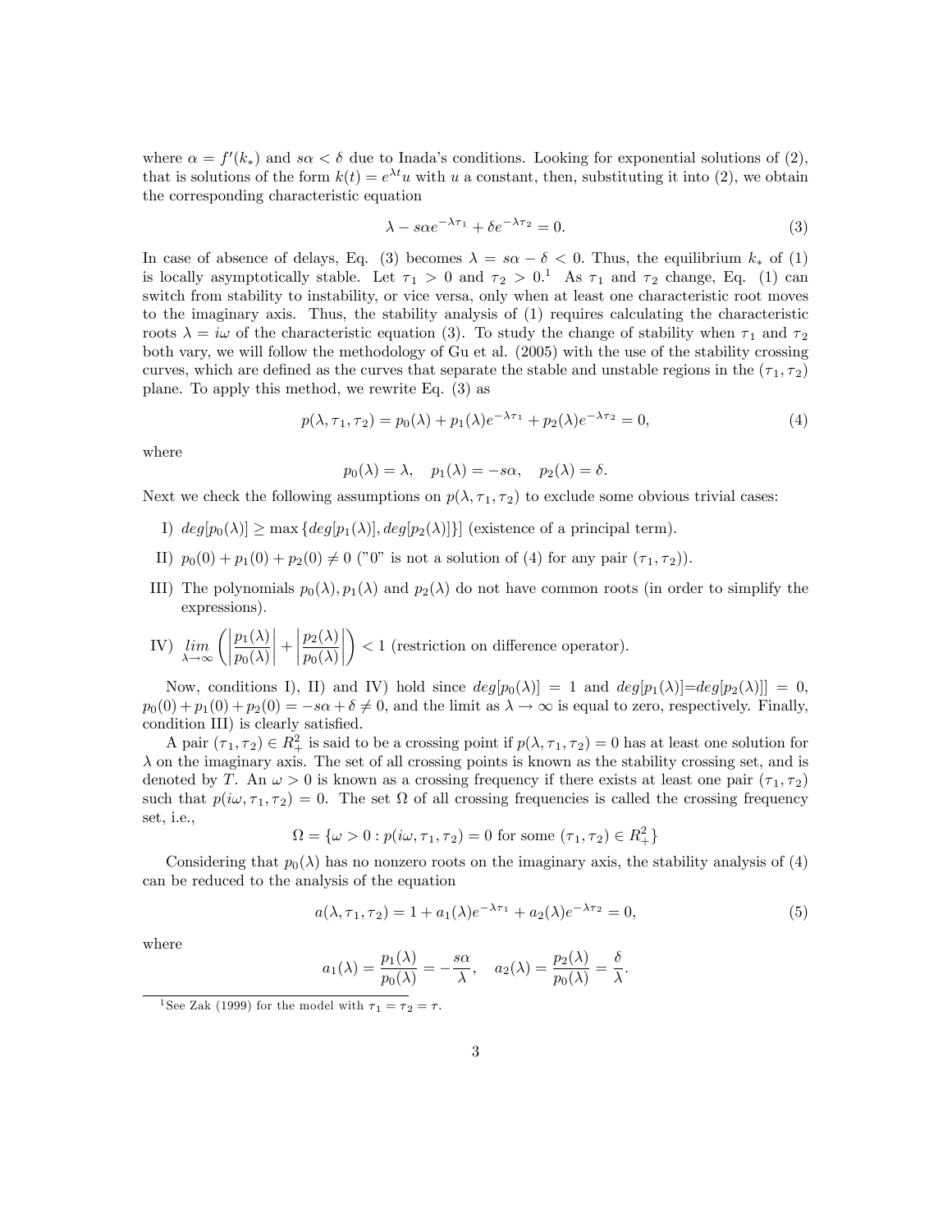where $\alpha = f'(k_*)$ and $s\alpha < \delta$ due to Inada's conditions. Looking for exponential solutions of (2), that is solutions of the form $k(t) = e^{\lambda t}u$ with $u$ a constant, then, substituting it into (2), we obtain the corresponding characteristic equation

$$\lambda - s\alpha e^{-\lambda \tau_1} + \delta e^{-\lambda \tau_2} = 0. \tag{3}$$

In case of absence of delays, Eq. (3) becomes $\lambda = s\alpha - \delta < 0$. Thus, the equilibrium $k_*$ of (1) is locally asymptotically stable. Let $\tau_1 > 0$ and $\tau_2 > 0$.[1] As $\tau_1$ and $\tau_2$ change, Eq. (1) can switch from stability to instability, or vice versa, only when at least one characteristic root moves to the imaginary axis. Thus, the stability analysis of (1) requires calculating the characteristic roots $\lambda = i\omega$ of the characteristic equation (3). To study the change of stability when $\tau_1$ and $\tau_2$ both vary, we will follow the methodology of Gu et al. (2005) with the use of the stability crossing curves, which are defined as the curves that separate the stable and unstable regions in the $(\tau_1, \tau_2)$ plane. To apply this method, we rewrite Eq. (3) as

$$p(\lambda, \tau_1, \tau_2) = p_0(\lambda) + p_1(\lambda)e^{-\lambda \tau_1} + p_2(\lambda)e^{-\lambda \tau_2} = 0, \tag{4}$$

where

$$p_0(\lambda) = \lambda, \quad p_1(\lambda) = -s\alpha, \quad p_2(\lambda) = \delta.$$

Next we check the following assumptions on $p(\lambda, \tau_1, \tau_2)$ to exclude some obvious trivial cases:

I) $deg[p_0(\lambda)] \geq \max\{deg[p_1(\lambda)], deg[p_2(\lambda)]\}]$ (existence of a principal term).

II) $p_0(0) + p_1(0) + p_2(0) \neq 0$ ("0" is not a solution of (4) for any pair $(\tau_1, \tau_2)$).

III) The polynomials $p_0(\lambda), p_1(\lambda)$ and $p_2(\lambda)$ do not have common roots (in order to simplify the expressions).

IV) $\lim\limits_{\lambda \to \infty} \left( \left| \dfrac{p_1(\lambda)}{p_0(\lambda)} \right| + \left| \dfrac{p_2(\lambda)}{p_0(\lambda)} \right| \right) < 1$ (restriction on difference operator).

Now, conditions I), II) and IV) hold since $deg[p_0(\lambda)] = 1$ and $deg[p_1(\lambda)]=deg[p_2(\lambda)]] = 0$, $p_0(0) + p_1(0) + p_2(0) = -s\alpha + \delta \neq 0$, and the limit as $\lambda \to \infty$ is equal to zero, respectively. Finally, condition III) is clearly satisfied.

A pair $(\tau_1, \tau_2) \in R_+^2$ is said to be a crossing point if $p(\lambda, \tau_1, \tau_2) = 0$ has at least one solution for $\lambda$ on the imaginary axis. The set of all crossing points is known as the stability crossing set, and is denoted by $T$. An $\omega > 0$ is known as a crossing frequency if there exists at least one pair $(\tau_1, \tau_2)$ such that $p(i\omega, \tau_1, \tau_2) = 0$. The set $\Omega$ of all crossing frequencies is called the crossing frequency set, i.e.,

$$\Omega = \{\omega > 0 : p(i\omega, \tau_1, \tau_2) = 0 \text{ for some } (\tau_1, \tau_2) \in R_+^2\}$$

Considering that $p_0(\lambda)$ has no nonzero roots on the imaginary axis, the stability analysis of (4) can be reduced to the analysis of the equation

$$a(\lambda, \tau_1, \tau_2) = 1 + a_1(\lambda)e^{-\lambda \tau_1} + a_2(\lambda)e^{-\lambda \tau_2} = 0, \tag{5}$$

where

$$a_1(\lambda) = \frac{p_1(\lambda)}{p_0(\lambda)} = -\frac{s\alpha}{\lambda}, \quad a_2(\lambda) = \frac{p_2(\lambda)}{p_0(\lambda)} = \frac{\delta}{\lambda}.$$

[1] See Zak (1999) for the model with $\tau_1 = \tau_2 = \tau$.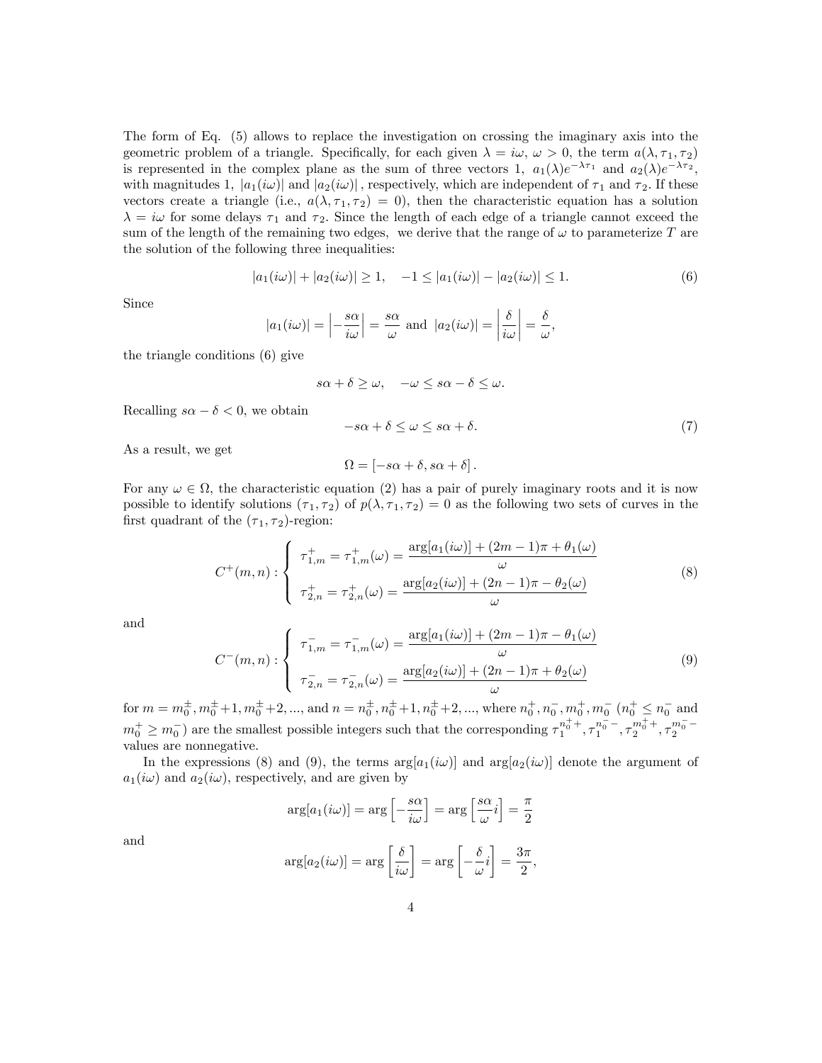The form of Eq. (5) allows to replace the investigation on crossing the imaginary axis into the geometric problem of a triangle. Specifically, for each given $\lambda = i\omega$, $\omega > 0$, the term $a(\lambda, \tau_1, \tau_2)$ is represented in the complex plane as the sum of three vectors 1, $a_1(\lambda)e^{-\lambda\tau_1}$ and $a_2(\lambda)e^{-\lambda\tau_2}$, with magnitudes 1, $|a_1(i\omega)|$ and $|a_2(i\omega)|$, respectively, which are independent of $\tau_1$ and $\tau_2$. If these vectors create a triangle (i.e., $a(\lambda, \tau_1, \tau_2) = 0$), then the characteristic equation has a solution $\lambda = i\omega$ for some delays $\tau_1$ and $\tau_2$. Since the length of each edge of a triangle cannot exceed the sum of the length of the remaining two edges, we derive that the range of $\omega$ to parameterize $T$ are the solution of the following three inequalities:

$$|a_1(i\omega)| + |a_2(i\omega)| \geq 1, \quad -1 \leq |a_1(i\omega)| - |a_2(i\omega)| \leq 1. \tag{6}$$

Since

$$|a_1(i\omega)| = \left| -\frac{s\alpha}{i\omega} \right| = \frac{s\alpha}{\omega} \text{ and } |a_2(i\omega)| = \left| \frac{\delta}{i\omega} \right| = \frac{\delta}{\omega},$$

the triangle conditions (6) give

$$s\alpha + \delta \geq \omega, \quad -\omega \leq s\alpha - \delta \leq \omega.$$

Recalling $s\alpha - \delta < 0$, we obtain

$$-s\alpha + \delta \leq \omega \leq s\alpha + \delta. \tag{7}$$

As a result, we get

$$\Omega = [-s\alpha + \delta, s\alpha + \delta].$$

For any $\omega \in \Omega$, the characteristic equation (2) has a pair of purely imaginary roots and it is now possible to identify solutions $(\tau_1, \tau_2)$ of $p(\lambda, \tau_1, \tau_2) = 0$ as the following two sets of curves in the first quadrant of the $(\tau_1, \tau_2)$-region:

$$C^+(m,n) : \begin{cases} \tau_{1,m}^+ = \tau_{1,m}^+(\omega) = \dfrac{\arg[a_1(i\omega)] + (2m-1)\pi + \theta_1(\omega)}{\omega} \\ \tau_{2,n}^+ = \tau_{2,n}^+(\omega) = \dfrac{\arg[a_2(i\omega)] + (2n-1)\pi - \theta_2(\omega)}{\omega} \end{cases} \tag{8}$$

and

$$C^-(m,n) : \begin{cases} \tau_{1,m}^- = \tau_{1,m}^-(\omega) = \dfrac{\arg[a_1(i\omega)] + (2m-1)\pi - \theta_1(\omega)}{\omega} \\ \tau_{2,n}^- = \tau_{2,n}^-(\omega) = \dfrac{\arg[a_2(i\omega)] + (2n-1)\pi + \theta_2(\omega)}{\omega} \end{cases} \tag{9}$$

for $m = m_0^\pm, m_0^\pm+1, m_0^\pm+2, \ldots$, and $n = n_0^\pm, n_0^\pm+1, n_0^\pm+2, \ldots$, where $n_0^+, n_0^-, m_0^+, m_0^-$ ($n_0^+ \leq n_0^-$ and $m_0^+ \geq m_0^-$) are the smallest possible integers such that the corresponding $\tau_1^{n_0^+ +}, \tau_1^{n_0^- -}, \tau_2^{m_0^+ +}, \tau_2^{m_0^- -}$ values are nonnegative.

In the expressions (8) and (9), the terms $\arg[a_1(i\omega)]$ and $\arg[a_2(i\omega)]$ denote the argument of $a_1(i\omega)$ and $a_2(i\omega)$, respectively, and are given by

$$\arg[a_1(i\omega)] = \arg\left[-\frac{s\alpha}{i\omega}\right] = \arg\left[\frac{s\alpha}{\omega}i\right] = \frac{\pi}{2}$$

and

$$\arg[a_2(i\omega)] = \arg\left[\frac{\delta}{i\omega}\right] = \arg\left[-\frac{\delta}{\omega}i\right] = \frac{3\pi}{2},$$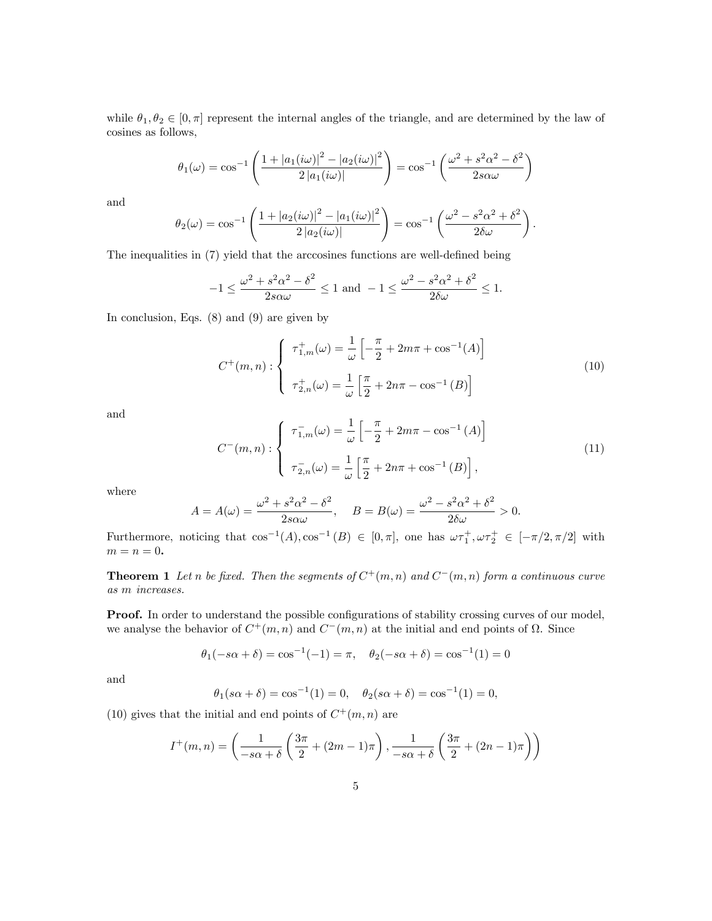while $\theta_1, \theta_2 \in [0, \pi]$ represent the internal angles of the triangle, and are determined by the law of cosines as follows,

$$\theta_1(\omega) = \cos^{-1}\left(\frac{1 + |a_1(i\omega)|^2 - |a_2(i\omega)|^2}{2\,|a_1(i\omega)|}\right) = \cos^{-1}\left(\frac{\omega^2 + s^2\alpha^2 - \delta^2}{2s\alpha\omega}\right)$$

and

$$\theta_2(\omega) = \cos^{-1}\left(\frac{1 + |a_2(i\omega)|^2 - |a_1(i\omega)|^2}{2\,|a_2(i\omega)|}\right) = \cos^{-1}\left(\frac{\omega^2 - s^2\alpha^2 + \delta^2}{2\delta\omega}\right).$$

The inequalities in (7) yield that the arccosines functions are well-defined being

$$-1 \leq \frac{\omega^2 + s^2\alpha^2 - \delta^2}{2s\alpha\omega} \leq 1 \text{ and } -1 \leq \frac{\omega^2 - s^2\alpha^2 + \delta^2}{2\delta\omega} \leq 1.$$

In conclusion, Eqs. (8) and (9) are given by

$$C^+(m,n) : \begin{cases} \tau_{1,m}^+(\omega) = \dfrac{1}{\omega}\left[-\dfrac{\pi}{2} + 2m\pi + \cos^{-1}(A)\right] \\[2ex] \tau_{2,n}^+(\omega) = \dfrac{1}{\omega}\left[\dfrac{\pi}{2} + 2n\pi - \cos^{-1}(B)\right] \end{cases} \tag{10}$$

and

$$C^-(m,n) : \begin{cases} \tau_{1,m}^-(\omega) = \dfrac{1}{\omega}\left[-\dfrac{\pi}{2} + 2m\pi - \cos^{-1}(A)\right] \\[2ex] \tau_{2,n}^-(\omega) = \dfrac{1}{\omega}\left[\dfrac{\pi}{2} + 2n\pi + \cos^{-1}(B)\right], \end{cases} \tag{11}$$

where

$$A = A(\omega) = \frac{\omega^2 + s^2\alpha^2 - \delta^2}{2s\alpha\omega}, \quad B = B(\omega) = \frac{\omega^2 - s^2\alpha^2 + \delta^2}{2\delta\omega} > 0.$$

Furthermore, noticing that $\cos^{-1}(A), \cos^{-1}(B) \in [0, \pi]$, one has $\omega\tau_1^+, \omega\tau_2^+ \in [-\pi/2, \pi/2]$ with $m = n = 0$.

**Theorem 1** *Let $n$ be fixed. Then the segments of $C^+(m,n)$ and $C^-(m,n)$ form a continuous curve as $m$ increases.*

**Proof.** In order to understand the possible configurations of stability crossing curves of our model, we analyse the behavior of $C^+(m,n)$ and $C^-(m,n)$ at the initial and end points of $\Omega$. Since

$$\theta_1(-s\alpha + \delta) = \cos^{-1}(-1) = \pi, \quad \theta_2(-s\alpha + \delta) = \cos^{-1}(1) = 0$$

and

$$\theta_1(s\alpha + \delta) = \cos^{-1}(1) = 0, \quad \theta_2(s\alpha + \delta) = \cos^{-1}(1) = 0,$$

(10) gives that the initial and end points of $C^+(m,n)$ are

$$I^+(m,n) = \left(\frac{1}{-s\alpha + \delta}\left(\frac{3\pi}{2} + (2m-1)\pi\right), \frac{1}{-s\alpha + \delta}\left(\frac{3\pi}{2} + (2n-1)\pi\right)\right)$$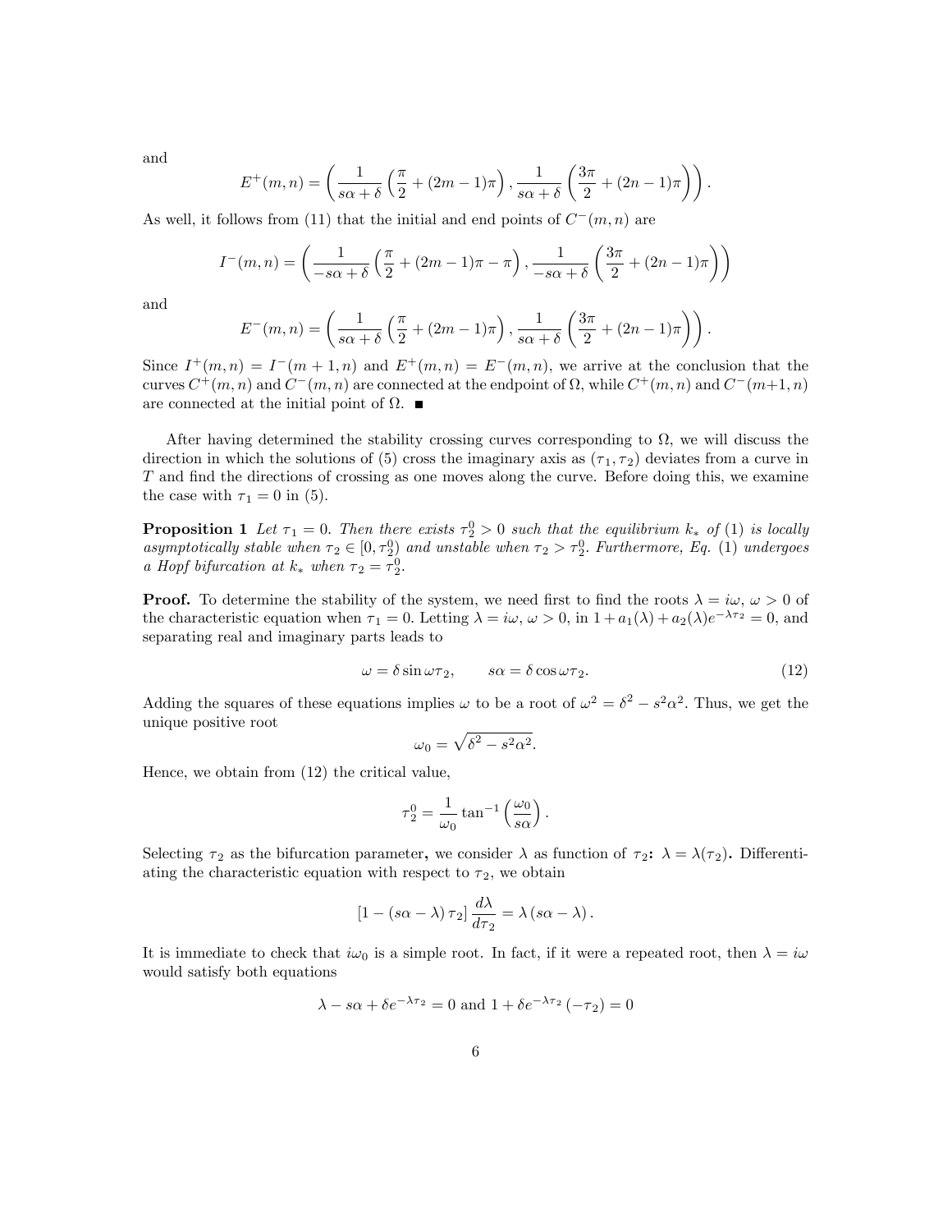and

$$E^{+}(m,n)=\left(\frac{1}{s\alpha+\delta}\left(\frac{\pi}{2}+(2m-1)\pi\right),\frac{1}{s\alpha+\delta}\left(\frac{3\pi}{2}+(2n-1)\pi\right)\right).$$

As well, it follows from (11) that the initial and end points of $C^{-}(m,n)$ are

$$I^{-}(m,n)=\left(\frac{1}{-s\alpha+\delta}\left(\frac{\pi}{2}+(2m-1)\pi-\pi\right),\frac{1}{-s\alpha+\delta}\left(\frac{3\pi}{2}+(2n-1)\pi\right)\right)$$

and

$$E^{-}(m,n)=\left(\frac{1}{s\alpha+\delta}\left(\frac{\pi}{2}+(2m-1)\pi\right),\frac{1}{s\alpha+\delta}\left(\frac{3\pi}{2}+(2n-1)\pi\right)\right).$$

Since $I^{+}(m,n)=I^{-}(m+1,n)$ and $E^{+}(m,n)=E^{-}(m,n)$, we arrive at the conclusion that the curves $C^{+}(m,n)$ and $C^{-}(m,n)$ are connected at the endpoint of $\Omega$, while $C^{+}(m,n)$ and $C^{-}(m+1,n)$ are connected at the initial point of $\Omega$. ■

After having determined the stability crossing curves corresponding to $\Omega$, we will discuss the direction in which the solutions of (5) cross the imaginary axis as $(\tau_1,\tau_2)$ deviates from a curve in $T$ and find the directions of crossing as one moves along the curve. Before doing this, we examine the case with $\tau_1=0$ in (5).

**Proposition 1** *Let $\tau_1=0$. Then there exists $\tau_2^0>0$ such that the equilibrium $k_*$ of (1) is locally asymptotically stable when $\tau_2\in[0,\tau_2^0)$ and unstable when $\tau_2>\tau_2^0$. Furthermore, Eq. (1) undergoes a Hopf bifurcation at $k_*$ when $\tau_2=\tau_2^0$.*

**Proof.** To determine the stability of the system, we need first to find the roots $\lambda=i\omega$, $\omega>0$ of the characteristic equation when $\tau_1=0$. Letting $\lambda=i\omega$, $\omega>0$, in $1+a_1(\lambda)+a_2(\lambda)e^{-\lambda\tau_2}=0$, and separating real and imaginary parts leads to

$$\omega=\delta\sin\omega\tau_2,\qquad s\alpha=\delta\cos\omega\tau_2. \tag{12}$$

Adding the squares of these equations implies $\omega$ to be a root of $\omega^2=\delta^2-s^2\alpha^2$. Thus, we get the unique positive root

$$\omega_0=\sqrt{\delta^2-s^2\alpha^2}.$$

Hence, we obtain from (12) the critical value,

$$\tau_2^0=\frac{1}{\omega_0}\tan^{-1}\left(\frac{\omega_0}{s\alpha}\right).$$

Selecting $\tau_2$ as the bifurcation parameter**,** we consider $\lambda$ as function of $\tau_2$**:** $\lambda=\lambda(\tau_2)$**.** Differentiating the characteristic equation with respect to $\tau_2$, we obtain

$$\left[1-(s\alpha-\lambda)\,\tau_2\right]\frac{d\lambda}{d\tau_2}=\lambda\,(s\alpha-\lambda)\,.$$

It is immediate to check that $i\omega_0$ is a simple root. In fact, if it were a repeated root, then $\lambda=i\omega$ would satisfy both equations

$$\lambda-s\alpha+\delta e^{-\lambda\tau_2}=0\text{ and }1+\delta e^{-\lambda\tau_2}\left(-\tau_2\right)=0$$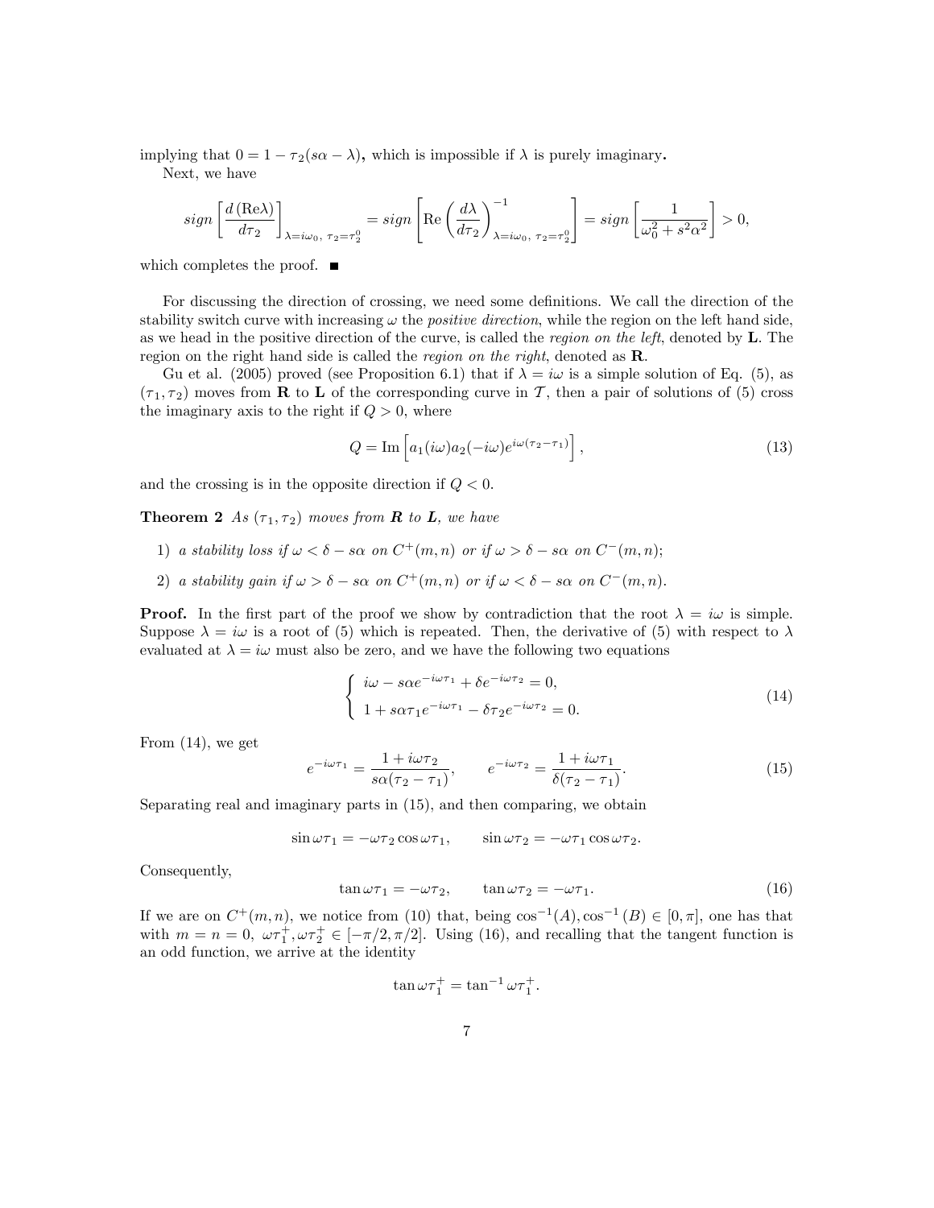implying that $0 = 1 - \tau_2(s\alpha - \lambda)$**,** which is impossible if $\lambda$ is purely imaginary**.**

Next, we have

$$
sign\left[\frac{d\,(\text{Re}\lambda)}{d\tau_2}\right]_{\lambda=i\omega_0,\ \tau_2=\tau_2^0} = sign\left[\text{Re}\left(\frac{d\lambda}{d\tau_2}\right)^{-1}_{\lambda=i\omega_0,\ \tau_2=\tau_2^0}\right] = sign\left[\frac{1}{\omega_0^2+s^2\alpha^2}\right] > 0,
$$

which completes the proof. ■

For discussing the direction of crossing, we need some definitions. We call the direction of the stability switch curve with increasing $\omega$ the *positive direction*, while the region on the left hand side, as we head in the positive direction of the curve, is called the *region on the left*, denoted by **L**. The region on the right hand side is called the *region on the right*, denoted as **R**.

Gu et al. (2005) proved (see Proposition 6.1) that if $\lambda = i\omega$ is a simple solution of Eq. (5), as $(\tau_1, \tau_2)$ moves from **R** to **L** of the corresponding curve in $\mathcal{T}$, then a pair of solutions of (5) cross the imaginary axis to the right if $Q > 0$, where

$$
Q = \text{Im}\left[a_1(i\omega)a_2(-i\omega)e^{i\omega(\tau_2-\tau_1)}\right], \tag{13}
$$

and the crossing is in the opposite direction if $Q < 0$.

**Theorem 2** *As $(\tau_1, \tau_2)$ moves from **R** to **L**, we have*

1) *a stability loss if $\omega < \delta - s\alpha$ on $C^+(m,n)$ or if $\omega > \delta - s\alpha$ on $C^-(m,n)$;*

2) *a stability gain if $\omega > \delta - s\alpha$ on $C^+(m,n)$ or if $\omega < \delta - s\alpha$ on $C^-(m,n)$.*

**Proof.** In the first part of the proof we show by contradiction that the root $\lambda = i\omega$ is simple. Suppose $\lambda = i\omega$ is a root of (5) which is repeated. Then, the derivative of (5) with respect to $\lambda$ evaluated at $\lambda = i\omega$ must also be zero, and we have the following two equations

$$
\begin{cases}
i\omega - s\alpha e^{-i\omega\tau_1} + \delta e^{-i\omega\tau_2} = 0, \\
1 + s\alpha\tau_1 e^{-i\omega\tau_1} - \delta\tau_2 e^{-i\omega\tau_2} = 0.
\end{cases} \tag{14}
$$

From (14), we get

$$
e^{-i\omega\tau_1} = \frac{1+i\omega\tau_2}{s\alpha(\tau_2-\tau_1)}, \qquad e^{-i\omega\tau_2} = \frac{1+i\omega\tau_1}{\delta(\tau_2-\tau_1)}. \tag{15}
$$

Separating real and imaginary parts in (15), and then comparing, we obtain

$$
\sin\omega\tau_1 = -\omega\tau_2\cos\omega\tau_1, \qquad \sin\omega\tau_2 = -\omega\tau_1\cos\omega\tau_2.
$$

Consequently,

$$
\tan\omega\tau_1 = -\omega\tau_2, \qquad \tan\omega\tau_2 = -\omega\tau_1. \tag{16}
$$

If we are on $C^+(m,n)$, we notice from (10) that, being $\cos^{-1}(A), \cos^{-1}(B) \in [0,\pi]$, one has that with $m = n = 0$, $\omega\tau_1^+, \omega\tau_2^+ \in [-\pi/2, \pi/2]$. Using (16), and recalling that the tangent function is an odd function, we arrive at the identity

$$
\tan\omega\tau_1^+ = \tan^{-1}\omega\tau_1^+.
$$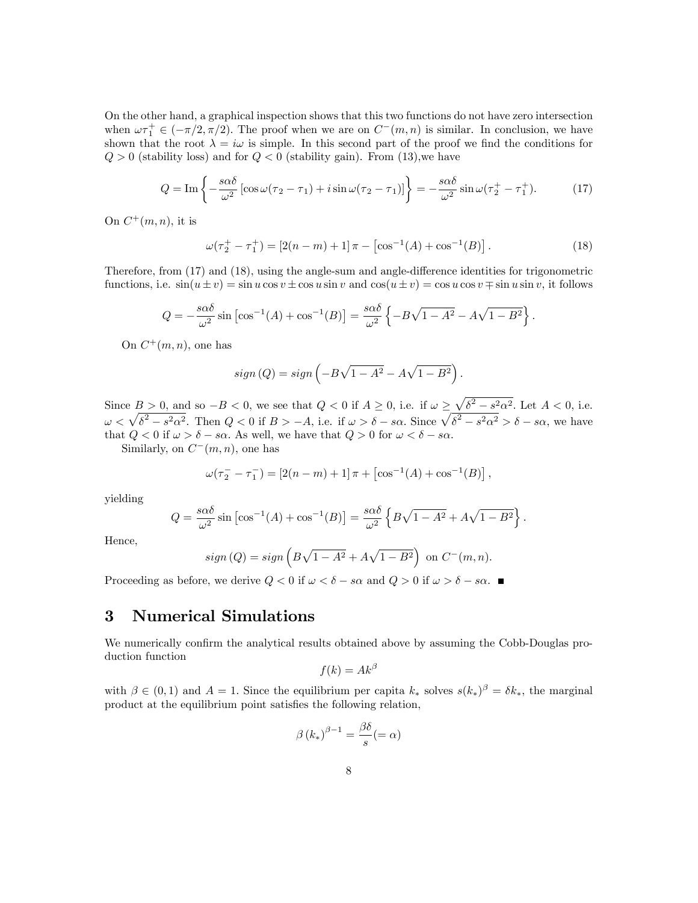On the other hand, a graphical inspection shows that this two functions do not have zero intersection when $\omega\tau_1^+ \in (-\pi/2, \pi/2)$. The proof when we are on $C^-(m,n)$ is similar. In conclusion, we have shown that the root $\lambda = i\omega$ is simple. In this second part of the proof we find the conditions for $Q > 0$ (stability loss) and for $Q < 0$ (stability gain). From (13),we have

$$Q = \text{Im}\left\{ -\frac{s\alpha\delta}{\omega^2}\left[\cos\omega(\tau_2 - \tau_1) + i\sin\omega(\tau_2 - \tau_1)\right]\right\} = -\frac{s\alpha\delta}{\omega^2}\sin\omega(\tau_2^+ - \tau_1^+). \tag{17}$$

On $C^+(m,n)$, it is

$$\omega(\tau_2^+ - \tau_1^+) = [2(n-m)+1]\,\pi - \left[\cos^{-1}(A) + \cos^{-1}(B)\right]. \tag{18}$$

Therefore, from (17) and (18), using the angle-sum and angle-difference identities for trigonometric functions, i.e. $\sin(u \pm v) = \sin u \cos v \pm \cos u \sin v$ and $\cos(u \pm v) = \cos u \cos v \mp \sin u \sin v$, it follows

$$Q = -\frac{s\alpha\delta}{\omega^2}\sin\left[\cos^{-1}(A) + \cos^{-1}(B)\right] = \frac{s\alpha\delta}{\omega^2}\left\{-B\sqrt{1-A^2} - A\sqrt{1-B^2}\right\}.$$

On $C^+(m,n)$, one has

$$sign\,(Q) = sign\left(-B\sqrt{1-A^2} - A\sqrt{1-B^2}\right).$$

Since $B > 0$, and so $-B < 0$, we see that $Q < 0$ if $A \geq 0$, i.e. if $\omega \geq \sqrt{\delta^2 - s^2\alpha^2}$. Let $A < 0$, i.e. $\omega < \sqrt{\delta^2 - s^2\alpha^2}$. Then $Q < 0$ if $B > -A$, i.e. if $\omega > \delta - s\alpha$. Since $\sqrt{\delta^2 - s^2\alpha^2} > \delta - s\alpha$, we have that $Q < 0$ if $\omega > \delta - s\alpha$. As well, we have that $Q > 0$ for $\omega < \delta - s\alpha$.

Similarly, on $C^-(m,n)$, one has

$$\omega(\tau_2^- - \tau_1^-) = [2(n-m)+1]\,\pi + \left[\cos^{-1}(A) + \cos^{-1}(B)\right],$$

yielding

$$Q = \frac{s\alpha\delta}{\omega^2}\sin\left[\cos^{-1}(A) + \cos^{-1}(B)\right] = \frac{s\alpha\delta}{\omega^2}\left\{B\sqrt{1-A^2} + A\sqrt{1-B^2}\right\}.$$

Hence,

$$sign\,(Q) = sign\left(B\sqrt{1-A^2} + A\sqrt{1-B^2}\right) \text{ on } C^-(m,n).$$

Proceeding as before, we derive $Q < 0$ if $\omega < \delta - s\alpha$ and $Q > 0$ if $\omega > \delta - s\alpha$. ■

# 3 Numerical Simulations

We numerically confirm the analytical results obtained above by assuming the Cobb-Douglas production function

$$f(k) = Ak^\beta$$

with $\beta \in (0,1)$ and $A = 1$. Since the equilibrium per capita $k_*$ solves $s(k_*)^\beta = \delta k_*$, the marginal product at the equilibrium point satisfies the following relation,

$$\beta\,(k_*)^{\beta-1} = \frac{\beta\delta}{s}(=\alpha)$$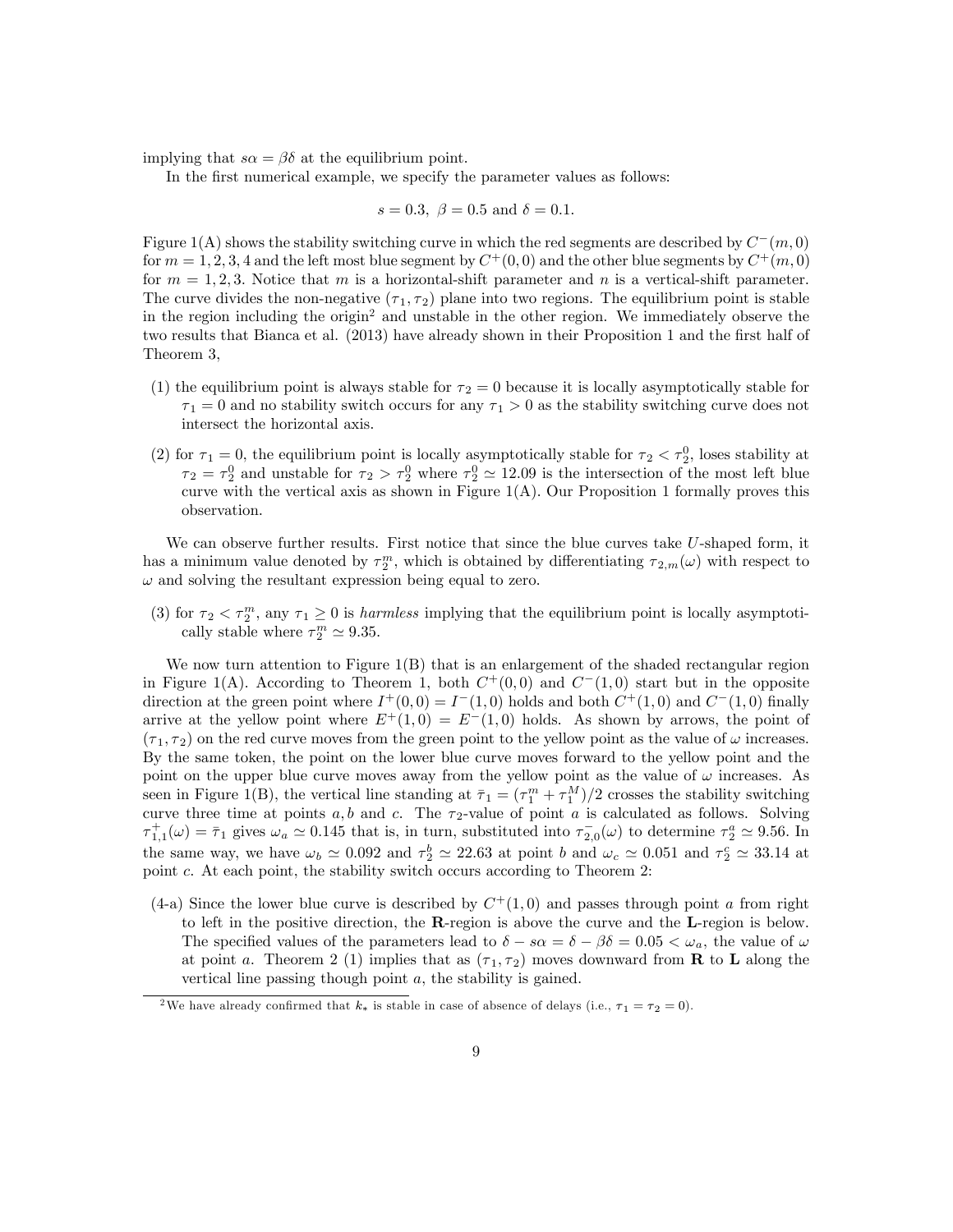implying that $s\alpha = \beta\delta$ at the equilibrium point.

In the first numerical example, we specify the parameter values as follows:

$$s = 0.3,\ \beta = 0.5 \text{ and } \delta = 0.1.$$

Figure 1(A) shows the stability switching curve in which the red segments are described by $C^-(m,0)$ for $m = 1,2,3,4$ and the left most blue segment by $C^+(0,0)$ and the other blue segments by $C^+(m,0)$ for $m = 1,2,3$. Notice that $m$ is a horizontal-shift parameter and $n$ is a vertical-shift parameter. The curve divides the non-negative $(\tau_1, \tau_2)$ plane into two regions. The equilibrium point is stable in the region including the origin[2] and unstable in the other region. We immediately observe the two results that Bianca et al. (2013) have already shown in their Proposition 1 and the first half of Theorem 3,

(1) the equilibrium point is always stable for $\tau_2 = 0$ because it is locally asymptotically stable for $\tau_1 = 0$ and no stability switch occurs for any $\tau_1 > 0$ as the stability switching curve does not intersect the horizontal axis.

(2) for $\tau_1 = 0$, the equilibrium point is locally asymptotically stable for $\tau_2 < \tau_2^0$, loses stability at $\tau_2 = \tau_2^0$ and unstable for $\tau_2 > \tau_2^0$ where $\tau_2^0 \simeq 12.09$ is the intersection of the most left blue curve with the vertical axis as shown in Figure 1(A). Our Proposition 1 formally proves this observation.

We can observe further results. First notice that since the blue curves take $U$-shaped form, it has a minimum value denoted by $\tau_2^m$, which is obtained by differentiating $\tau_{2,m}(\omega)$ with respect to $\omega$ and solving the resultant expression being equal to zero.

(3) for $\tau_2 < \tau_2^m$, any $\tau_1 \geq 0$ is *harmless* implying that the equilibrium point is locally asymptotically stable where $\tau_2^m \simeq 9.35$.

We now turn attention to Figure 1(B) that is an enlargement of the shaded rectangular region in Figure 1(A). According to Theorem 1, both $C^+(0,0)$ and $C^-(1,0)$ start but in the opposite direction at the green point where $I^+(0,0) = I^-(1,0)$ holds and both $C^+(1,0)$ and $C^-(1,0)$ finally arrive at the yellow point where $E^+(1,0) = E^-(1,0)$ holds. As shown by arrows, the point of $(\tau_1, \tau_2)$ on the red curve moves from the green point to the yellow point as the value of $\omega$ increases. By the same token, the point on the lower blue curve moves forward to the yellow point and the point on the upper blue curve moves away from the yellow point as the value of $\omega$ increases. As seen in Figure 1(B), the vertical line standing at $\bar{\tau}_1 = (\tau_1^m + \tau_1^M)/2$ crosses the stability switching curve three time at points $a, b$ and $c$. The $\tau_2$-value of point $a$ is calculated as follows. Solving $\tau_{1,1}^+(\omega) = \bar{\tau}_1$ gives $\omega_a \simeq 0.145$ that is, in turn, substituted into $\tau_{2,0}^-(\omega)$ to determine $\tau_2^a \simeq 9.56$. In the same way, we have $\omega_b \simeq 0.092$ and $\tau_2^b \simeq 22.63$ at point $b$ and $\omega_c \simeq 0.051$ and $\tau_2^c \simeq 33.14$ at point $c$. At each point, the stability switch occurs according to Theorem 2:

(4-a) Since the lower blue curve is described by $C^+(1,0)$ and passes through point $a$ from right to left in the positive direction, the **R**-region is above the curve and the **L**-region is below. The specified values of the parameters lead to $\delta - s\alpha = \delta - \beta\delta = 0.05 < \omega_a$, the value of $\omega$ at point $a$. Theorem 2 (1) implies that as $(\tau_1, \tau_2)$ moves downward from **R** to **L** along the vertical line passing though point $a$, the stability is gained.

[2] We have already confirmed that $k_*$ is stable in case of absence of delays (i.e., $\tau_1 = \tau_2 = 0$).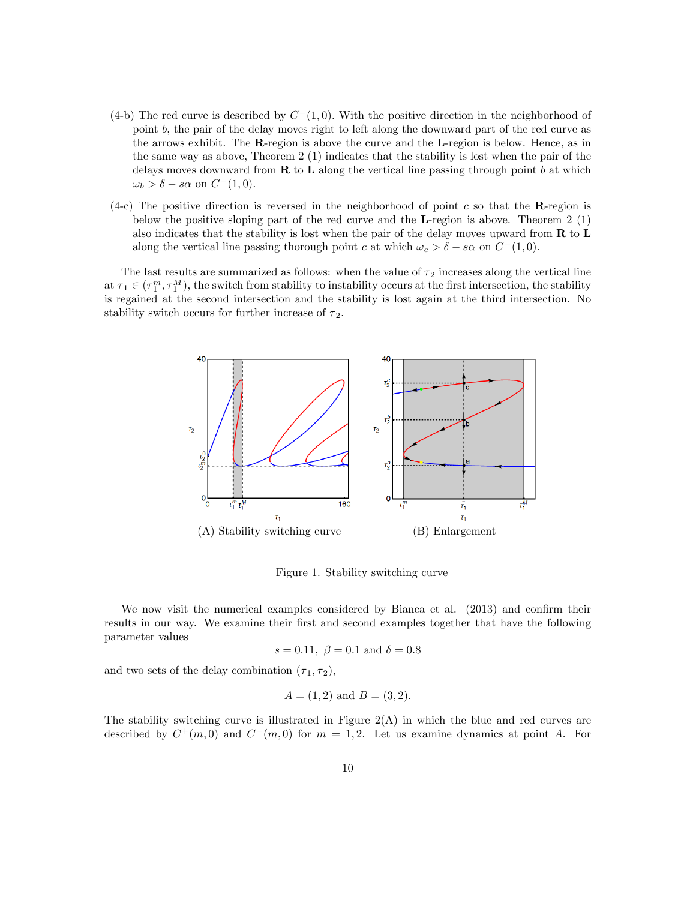(4-b) The red curve is described by $C^{-}(1,0)$. With the positive direction in the neighborhood of point $b$, the pair of the delay moves right to left along the downward part of the red curve as the arrows exhibit. The **R**-region is above the curve and the **L**-region is below. Hence, as in the same way as above, Theorem 2 (1) indicates that the stability is lost when the pair of the delays moves downward from **R** to **L** along the vertical line passing through point $b$ at which $\omega_b > \delta - s\alpha$ on $C^{-}(1,0)$.

(4-c) The positive direction is reversed in the neighborhood of point $c$ so that the **R**-region is below the positive sloping part of the red curve and the **L**-region is above. Theorem 2 (1) also indicates that the stability is lost when the pair of the delay moves upward from **R** to **L** along the vertical line passing thorough point $c$ at which $\omega_c > \delta - s\alpha$ on $C^{-}(1,0)$.

The last results are summarized as follows: when the value of $\tau_2$ increases along the vertical line at $\tau_1 \in (\tau_1^m, \tau_1^M)$, the switch from stability to instability occurs at the first intersection, the stability is regained at the second intersection and the stability is lost again at the third intersection. No stability switch occurs for further increase of $\tau_2$.

(A) Stability switching curve

(B) Enlargement

Figure 1. Stability switching curve

We now visit the numerical examples considered by Bianca et al. (2013) and confirm their results in our way. We examine their first and second examples together that have the following parameter values

$$s = 0.11, \ \beta = 0.1 \text{ and } \delta = 0.8$$

and two sets of the delay combination $(\tau_1, \tau_2)$,

$$A = (1, 2) \text{ and } B = (3, 2).$$

The stability switching curve is illustrated in Figure 2(A) in which the blue and red curves are described by $C^{+}(m,0)$ and $C^{-}(m,0)$ for $m = 1, 2$. Let us examine dynamics at point $A$. For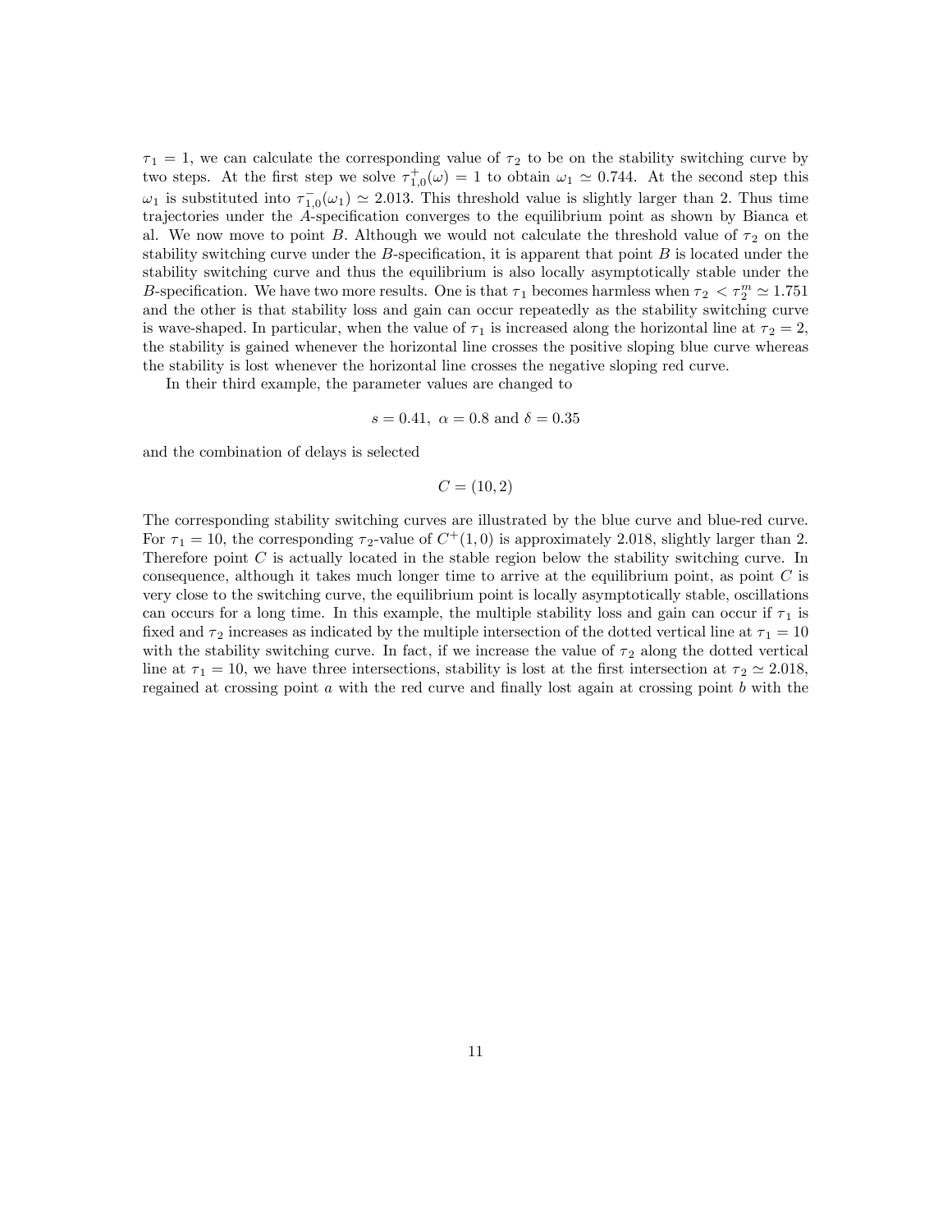$\tau_1 = 1$, we can calculate the corresponding value of $\tau_2$ to be on the stability switching curve by two steps. At the first step we solve $\tau_{1,0}^{+}(\omega) = 1$ to obtain $\omega_1 \simeq 0.744$. At the second step this $\omega_1$ is substituted into $\tau_{1,0}^{-}(\omega_1) \simeq 2.013$. This threshold value is slightly larger than 2. Thus time trajectories under the $A$-specification converges to the equilibrium point as shown by Bianca et al. We now move to point $B$. Although we would not calculate the threshold value of $\tau_2$ on the stability switching curve under the $B$-specification, it is apparent that point $B$ is located under the stability switching curve and thus the equilibrium is also locally asymptotically stable under the $B$-specification. We have two more results. One is that $\tau_1$ becomes harmless when $\tau_2 < \tau_2^m \simeq 1.751$ and the other is that stability loss and gain can occur repeatedly as the stability switching curve is wave-shaped. In particular, when the value of $\tau_1$ is increased along the horizontal line at $\tau_2 = 2$, the stability is gained whenever the horizontal line crosses the positive sloping blue curve whereas the stability is lost whenever the horizontal line crosses the negative sloping red curve.

In their third example, the parameter values are changed to

$$s = 0.41, \ \alpha = 0.8 \text{ and } \delta = 0.35$$

and the combination of delays is selected

$$C = (10, 2)$$

The corresponding stability switching curves are illustrated by the blue curve and blue-red curve. For $\tau_1 = 10$, the corresponding $\tau_2$-value of $C^{+}(1,0)$ is approximately 2.018, slightly larger than 2. Therefore point $C$ is actually located in the stable region below the stability switching curve. In consequence, although it takes much longer time to arrive at the equilibrium point, as point $C$ is very close to the switching curve, the equilibrium point is locally asymptotically stable, oscillations can occurs for a long time. In this example, the multiple stability loss and gain can occur if $\tau_1$ is fixed and $\tau_2$ increases as indicated by the multiple intersection of the dotted vertical line at $\tau_1 = 10$ with the stability switching curve. In fact, if we increase the value of $\tau_2$ along the dotted vertical line at $\tau_1 = 10$, we have three intersections, stability is lost at the first intersection at $\tau_2 \simeq 2.018$, regained at crossing point $a$ with the red curve and finally lost again at crossing point $b$ with the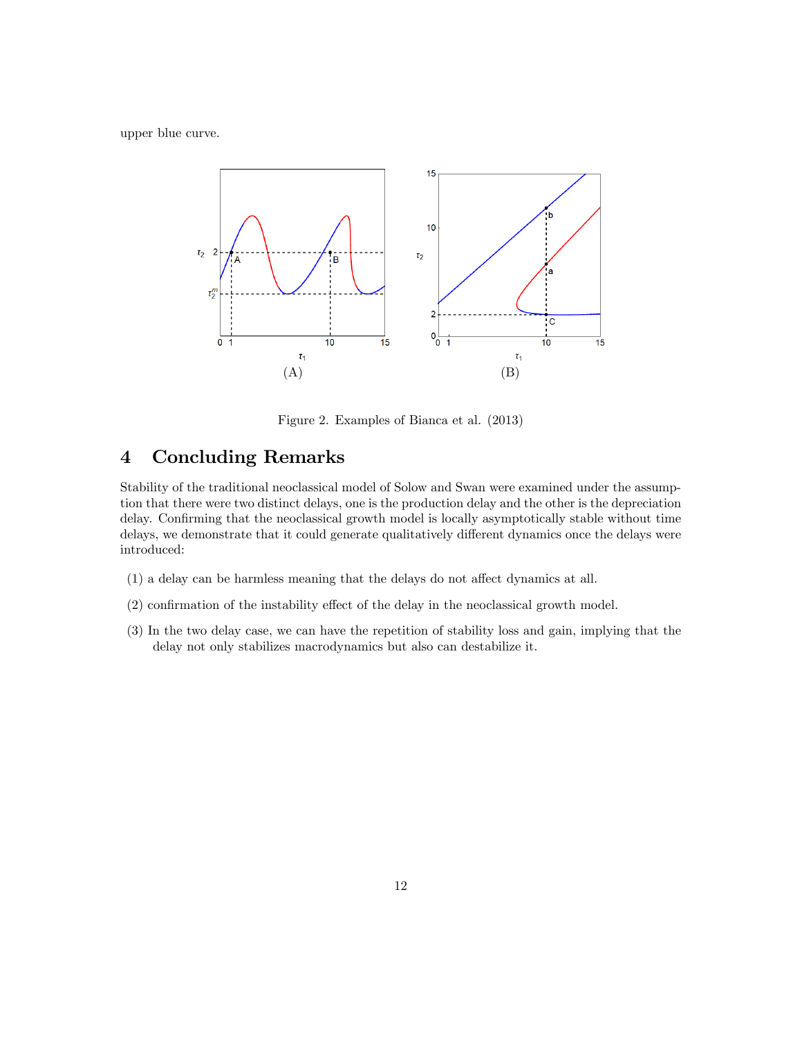upper blue curve.

(A)

(B)

Figure 2. Examples of Bianca et al. (2013)

# 4 Concluding Remarks

Stability of the traditional neoclassical model of Solow and Swan were examined under the assumption that there were two distinct delays, one is the production delay and the other is the depreciation delay. Confirming that the neoclassical growth model is locally asymptotically stable without time delays, we demonstrate that it could generate qualitatively different dynamics once the delays were introduced:

(1) a delay can be harmless meaning that the delays do not affect dynamics at all.

(2) confirmation of the instability effect of the delay in the neoclassical growth model.

(3) In the two delay case, we can have the repetition of stability loss and gain, implying that the delay not only stabilizes macrodynamics but also can destabilize it.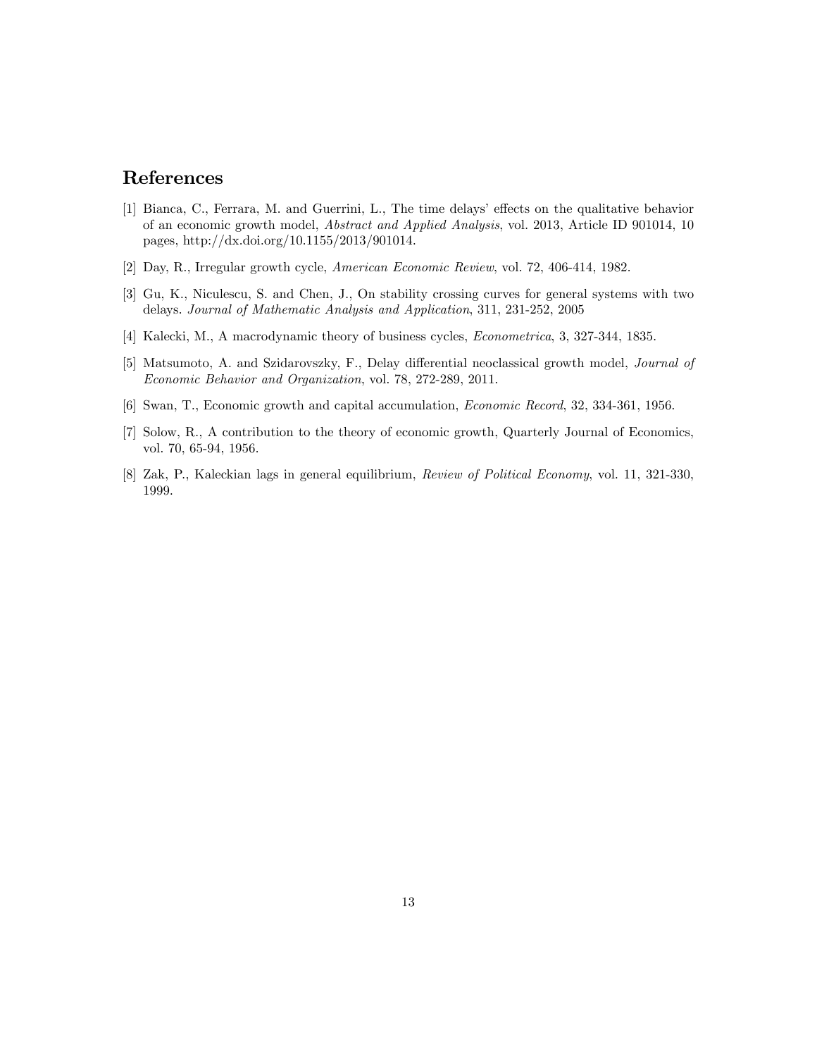## References

[1] Bianca, C., Ferrara, M. and Guerrini, L., The time delays' effects on the qualitative behavior of an economic growth model, *Abstract and Applied Analysis*, vol. 2013, Article ID 901014, 10 pages, http://dx.doi.org/10.1155/2013/901014.

[2] Day, R., Irregular growth cycle, *American Economic Review*, vol. 72, 406-414, 1982.

[3] Gu, K., Niculescu, S. and Chen, J., On stability crossing curves for general systems with two delays. *Journal of Mathematic Analysis and Application*, 311, 231-252, 2005

[4] Kalecki, M., A macrodynamic theory of business cycles, *Econometrica*, 3, 327-344, 1835.

[5] Matsumoto, A. and Szidarovszky, F., Delay differential neoclassical growth model, *Journal of Economic Behavior and Organization*, vol. 78, 272-289, 2011.

[6] Swan, T., Economic growth and capital accumulation, *Economic Record*, 32, 334-361, 1956.

[7] Solow, R., A contribution to the theory of economic growth, Quarterly Journal of Economics, vol. 70, 65-94, 1956.

[8] Zak, P., Kaleckian lags in general equilibrium, *Review of Political Economy*, vol. 11, 321-330, 1999.